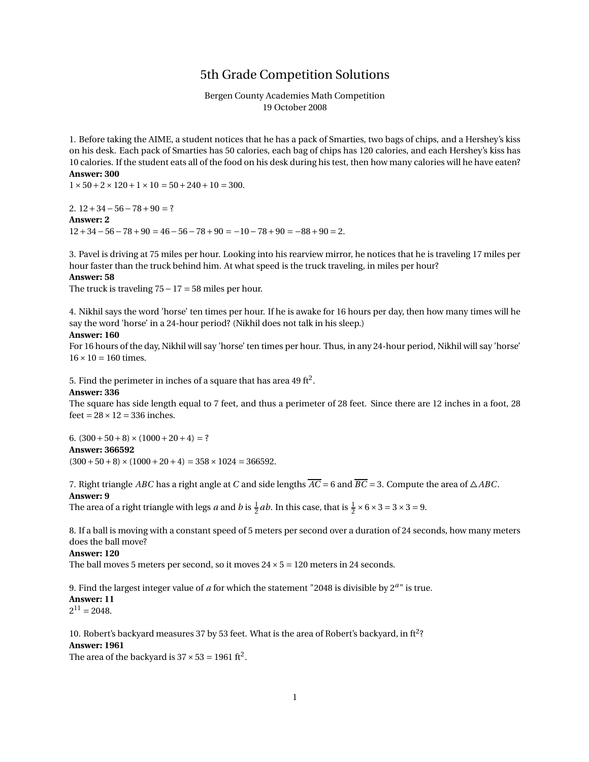# 5th Grade Competition Solutions

Bergen County Academies Math Competition
19 October 2008

1. Before taking the AIME, a student notices that he has a pack of Smarties, two bags of chips, and a Hershey's kiss on his desk. Each pack of Smarties has 50 calories, each bag of chips has 120 calories, and each Hershey's kiss has 10 calories. If the student eats all of the food on his desk during his test, then how many calories will he have eaten?
**Answer: 300**
$1 \times 50 + 2 \times 120 + 1 \times 10 = 50 + 240 + 10 = 300$.

2. $12 + 34 - 56 - 78 + 90 = ?$
**Answer: 2**
$12 + 34 - 56 - 78 + 90 = 46 - 56 - 78 + 90 = -10 - 78 + 90 = -88 + 90 = 2$.

3. Pavel is driving at 75 miles per hour. Looking into his rearview mirror, he notices that he is traveling 17 miles per hour faster than the truck behind him. At what speed is the truck traveling, in miles per hour?
**Answer: 58**
The truck is traveling $75 - 17 = 58$ miles per hour.

4. Nikhil says the word 'horse' ten times per hour. If he is awake for 16 hours per day, then how many times will he say the word 'horse' in a 24-hour period? (Nikhil does not talk in his sleep.)
**Answer: 160**
For 16 hours of the day, Nikhil will say 'horse' ten times per hour. Thus, in any 24-hour period, Nikhil will say 'horse' $16 \times 10 = 160$ times.

5. Find the perimeter in inches of a square that has area 49 $\text{ft}^2$.
**Answer: 336**
The square has side length equal to 7 feet, and thus a perimeter of 28 feet. Since there are 12 inches in a foot, 28 feet $= 28 \times 12 = 336$ inches.

6. $(300 + 50 + 8) \times (1000 + 20 + 4) = ?$
**Answer: 366592**
$(300 + 50 + 8) \times (1000 + 20 + 4) = 358 \times 1024 = 366592$.

7. Right triangle $ABC$ has a right angle at $C$ and side lengths $\overline{AC} = 6$ and $\overline{BC} = 3$. Compute the area of $\triangle ABC$.
**Answer: 9**
The area of a right triangle with legs $a$ and $b$ is $\frac{1}{2}ab$. In this case, that is $\frac{1}{2} \times 6 \times 3 = 3 \times 3 = 9$.

8. If a ball is moving with a constant speed of 5 meters per second over a duration of 24 seconds, how many meters does the ball move?
**Answer: 120**
The ball moves 5 meters per second, so it moves $24 \times 5 = 120$ meters in 24 seconds.

9. Find the largest integer value of $a$ for which the statement "2048 is divisible by $2^a$" is true.
**Answer: 11**
$2^{11} = 2048$.

10. Robert's backyard measures 37 by 53 feet. What is the area of Robert's backyard, in $\text{ft}^2$?
**Answer: 1961**
The area of the backyard is $37 \times 53 = 1961$ $\text{ft}^2$.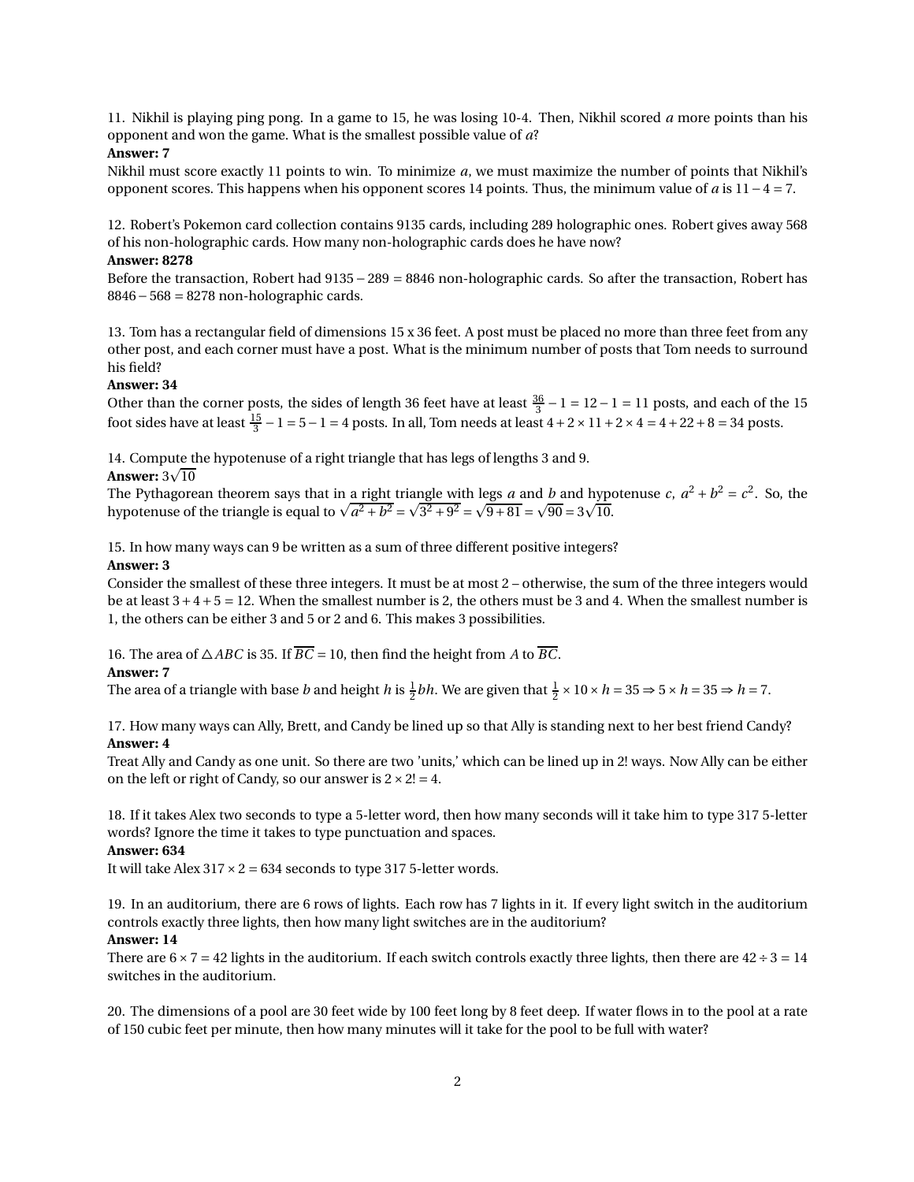11. Nikhil is playing ping pong. In a game to 15, he was losing 10-4. Then, Nikhil scored $a$ more points than his opponent and won the game. What is the smallest possible value of $a$?

**Answer: 7**

Nikhil must score exactly 11 points to win. To minimize $a$, we must maximize the number of points that Nikhil's opponent scores. This happens when his opponent scores 14 points. Thus, the minimum value of $a$ is $11 - 4 = 7$.

12. Robert's Pokemon card collection contains 9135 cards, including 289 holographic ones. Robert gives away 568 of his non-holographic cards. How many non-holographic cards does he have now?

**Answer: 8278**

Before the transaction, Robert had $9135 - 289 = 8846$ non-holographic cards. So after the transaction, Robert has $8846 - 568 = 8278$ non-holographic cards.

13. Tom has a rectangular field of dimensions 15 x 36 feet. A post must be placed no more than three feet from any other post, and each corner must have a post. What is the minimum number of posts that Tom needs to surround his field?

**Answer: 34**

Other than the corner posts, the sides of length 36 feet have at least $\frac{36}{3} - 1 = 12 - 1 = 11$ posts, and each of the 15 foot sides have at least $\frac{15}{3} - 1 = 5 - 1 = 4$ posts. In all, Tom needs at least $4 + 2 \times 11 + 2 \times 4 = 4 + 22 + 8 = 34$ posts.

14. Compute the hypotenuse of a right triangle that has legs of lengths 3 and 9.

**Answer:** $3\sqrt{10}$

The Pythagorean theorem says that in a right triangle with legs $a$ and $b$ and hypotenuse $c$, $a^2 + b^2 = c^2$. So, the hypotenuse of the triangle is equal to $\sqrt{a^2 + b^2} = \sqrt{3^2 + 9^2} = \sqrt{9 + 81} = \sqrt{90} = 3\sqrt{10}$.

15. In how many ways can 9 be written as a sum of three different positive integers?

**Answer: 3**

Consider the smallest of these three integers. It must be at most 2 – otherwise, the sum of the three integers would be at least $3 + 4 + 5 = 12$. When the smallest number is 2, the others must be 3 and 4. When the smallest number is 1, the others can be either 3 and 5 or 2 and 6. This makes 3 possibilities.

16. The area of $\triangle ABC$ is 35. If $\overline{BC} = 10$, then find the height from $A$ to $\overline{BC}$.

**Answer: 7**

The area of a triangle with base $b$ and height $h$ is $\frac{1}{2}bh$. We are given that $\frac{1}{2} \times 10 \times h = 35 \Rightarrow 5 \times h = 35 \Rightarrow h = 7$.

17. How many ways can Ally, Brett, and Candy be lined up so that Ally is standing next to her best friend Candy?

**Answer: 4**

Treat Ally and Candy as one unit. So there are two 'units,' which can be lined up in 2! ways. Now Ally can be either on the left or right of Candy, so our answer is $2 \times 2! = 4$.

18. If it takes Alex two seconds to type a 5-letter word, then how many seconds will it take him to type 317 5-letter words? Ignore the time it takes to type punctuation and spaces.

**Answer: 634**

It will take Alex $317 \times 2 = 634$ seconds to type 317 5-letter words.

19. In an auditorium, there are 6 rows of lights. Each row has 7 lights in it. If every light switch in the auditorium controls exactly three lights, then how many light switches are in the auditorium?

**Answer: 14**

There are $6 \times 7 = 42$ lights in the auditorium. If each switch controls exactly three lights, then there are $42 \div 3 = 14$ switches in the auditorium.

20. The dimensions of a pool are 30 feet wide by 100 feet long by 8 feet deep. If water flows in to the pool at a rate of 150 cubic feet per minute, then how many minutes will it take for the pool to be full with water?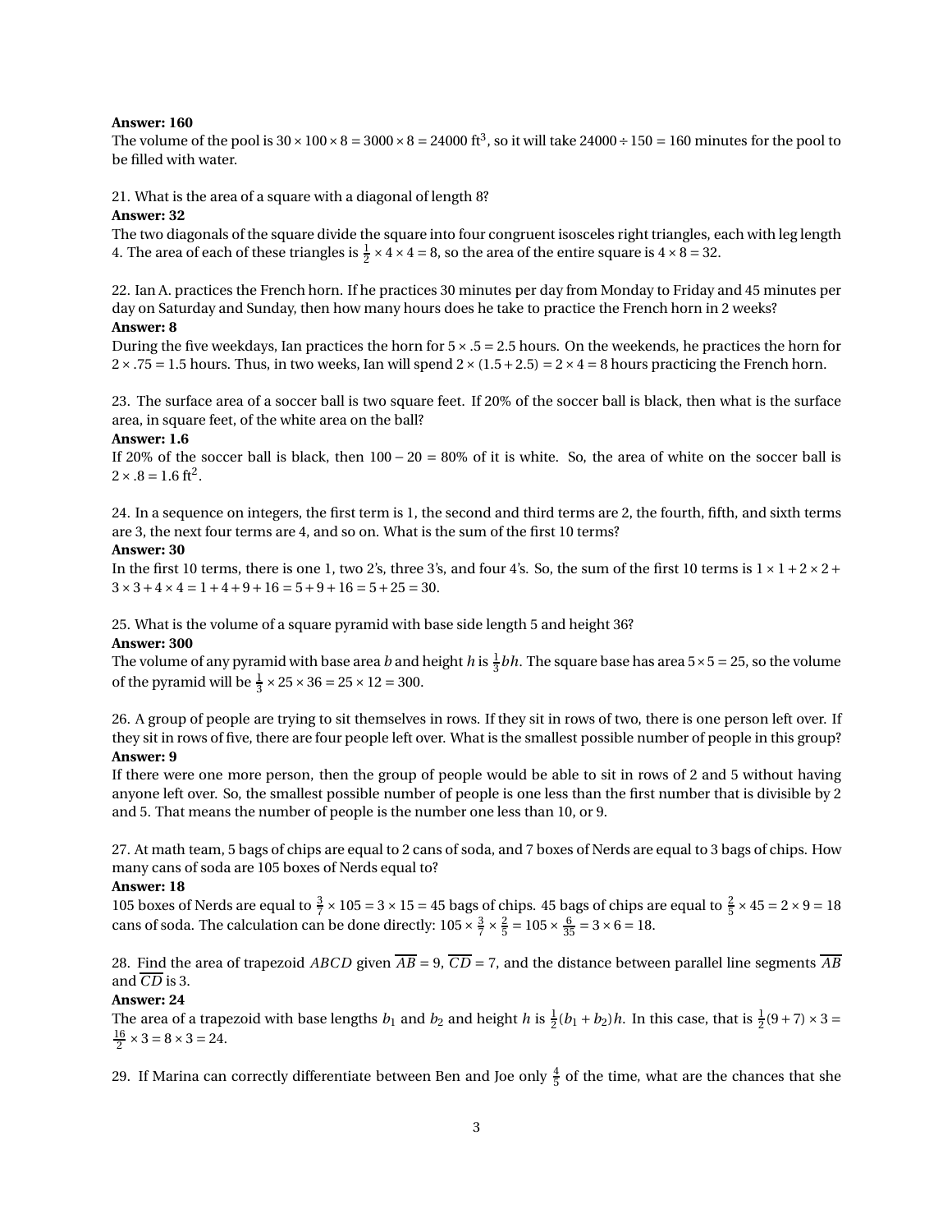**Answer: 160**

The volume of the pool is $30 \times 100 \times 8 = 3000 \times 8 = 24000$ ft$^3$, so it will take $24000 \div 150 = 160$ minutes for the pool to be filled with water.

21. What is the area of a square with a diagonal of length 8?

**Answer: 32**

The two diagonals of the square divide the square into four congruent isosceles right triangles, each with leg length 4. The area of each of these triangles is $\frac{1}{2} \times 4 \times 4 = 8$, so the area of the entire square is $4 \times 8 = 32$.

22. Ian A. practices the French horn. If he practices 30 minutes per day from Monday to Friday and 45 minutes per day on Saturday and Sunday, then how many hours does he take to practice the French horn in 2 weeks?

**Answer: 8**

During the five weekdays, Ian practices the horn for $5 \times .5 = 2.5$ hours. On the weekends, he practices the horn for $2 \times .75 = 1.5$ hours. Thus, in two weeks, Ian will spend $2 \times (1.5 + 2.5) = 2 \times 4 = 8$ hours practicing the French horn.

23. The surface area of a soccer ball is two square feet. If 20% of the soccer ball is black, then what is the surface area, in square feet, of the white area on the ball?

**Answer: 1.6**

If 20% of the soccer ball is black, then $100 - 20 = 80\%$ of it is white. So, the area of white on the soccer ball is $2 \times .8 = 1.6$ ft$^2$.

24. In a sequence on integers, the first term is 1, the second and third terms are 2, the fourth, fifth, and sixth terms are 3, the next four terms are 4, and so on. What is the sum of the first 10 terms?

**Answer: 30**

In the first 10 terms, there is one 1, two 2's, three 3's, and four 4's. So, the sum of the first 10 terms is $1 \times 1 + 2 \times 2 + 3 \times 3 + 4 \times 4 = 1 + 4 + 9 + 16 = 5 + 9 + 16 = 5 + 25 = 30$.

25. What is the volume of a square pyramid with base side length 5 and height 36?

**Answer: 300**

The volume of any pyramid with base area $b$ and height $h$ is $\frac{1}{3}bh$. The square base has area $5 \times 5 = 25$, so the volume of the pyramid will be $\frac{1}{3} \times 25 \times 36 = 25 \times 12 = 300$.

26. A group of people are trying to sit themselves in rows. If they sit in rows of two, there is one person left over. If they sit in rows of five, there are four people left over. What is the smallest possible number of people in this group?

**Answer: 9**

If there were one more person, then the group of people would be able to sit in rows of 2 and 5 without having anyone left over. So, the smallest possible number of people is one less than the first number that is divisible by 2 and 5. That means the number of people is the number one less than 10, or 9.

27. At math team, 5 bags of chips are equal to 2 cans of soda, and 7 boxes of Nerds are equal to 3 bags of chips. How many cans of soda are 105 boxes of Nerds equal to?

**Answer: 18**

105 boxes of Nerds are equal to $\frac{3}{7} \times 105 = 3 \times 15 = 45$ bags of chips. 45 bags of chips are equal to $\frac{2}{5} \times 45 = 2 \times 9 = 18$ cans of soda. The calculation can be done directly: $105 \times \frac{3}{7} \times \frac{2}{5} = 105 \times \frac{6}{35} = 3 \times 6 = 18$.

28. Find the area of trapezoid $ABCD$ given $\overline{AB} = 9$, $\overline{CD} = 7$, and the distance between parallel line segments $\overline{AB}$ and $\overline{CD}$ is 3.

**Answer: 24**

The area of a trapezoid with base lengths $b_1$ and $b_2$ and height $h$ is $\frac{1}{2}(b_1 + b_2)h$. In this case, that is $\frac{1}{2}(9 + 7) \times 3 = \frac{16}{2} \times 3 = 8 \times 3 = 24$.

29. If Marina can correctly differentiate between Ben and Joe only $\frac{4}{5}$ of the time, what are the chances that she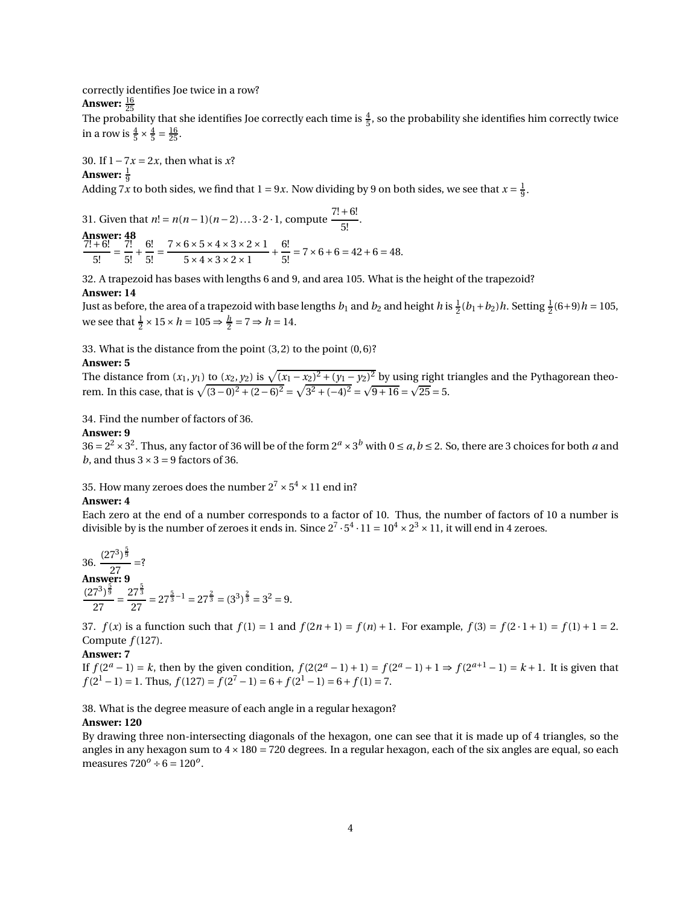correctly identifies Joe twice in a row?

**Answer:** $\frac{16}{25}$

The probability that she identifies Joe correctly each time is $\frac{4}{5}$, so the probability she identifies him correctly twice in a row is $\frac{4}{5} \times \frac{4}{5} = \frac{16}{25}$.

30. If $1 - 7x = 2x$, then what is $x$?

**Answer:** $\frac{1}{9}$

Adding $7x$ to both sides, we find that $1 = 9x$. Now dividing by 9 on both sides, we see that $x = \frac{1}{9}$.

31. Given that $n! = n(n-1)(n-2)\ldots 3 \cdot 2 \cdot 1$, compute $\dfrac{7! + 6!}{5!}$.

**Answer: 48**

$$\frac{7!+6!}{5!} = \frac{7!}{5!} + \frac{6!}{5!} = \frac{7 \times 6 \times 5 \times 4 \times 3 \times 2 \times 1}{5 \times 4 \times 3 \times 2 \times 1} + \frac{6!}{5!} = 7 \times 6 + 6 = 42 + 6 = 48.$$

32. A trapezoid has bases with lengths 6 and 9, and area 105. What is the height of the trapezoid?

**Answer: 14**

Just as before, the area of a trapezoid with base lengths $b_1$ and $b_2$ and height $h$ is $\frac{1}{2}(b_1 + b_2)h$. Setting $\frac{1}{2}(6+9)h = 105$, we see that $\frac{1}{2} \times 15 \times h = 105 \Rightarrow \frac{h}{2} = 7 \Rightarrow h = 14$.

33. What is the distance from the point $(3, 2)$ to the point $(0, 6)$?

**Answer: 5**

The distance from $(x_1, y_1)$ to $(x_2, y_2)$ is $\sqrt{(x_1 - x_2)^2 + (y_1 - y_2)^2}$ by using right triangles and the Pythagorean theorem. In this case, that is $\sqrt{(3-0)^2 + (2-6)^2} = \sqrt{3^2 + (-4)^2} = \sqrt{9+16} = \sqrt{25} = 5$.

34. Find the number of factors of 36.

**Answer: 9**

$36 = 2^2 \times 3^2$. Thus, any factor of 36 will be of the form $2^a \times 3^b$ with $0 \leq a, b \leq 2$. So, there are 3 choices for both $a$ and $b$, and thus $3 \times 3 = 9$ factors of 36.

35. How many zeroes does the number $2^7 \times 5^4 \times 11$ end in?

**Answer: 4**

Each zero at the end of a number corresponds to a factor of 10. Thus, the number of factors of 10 a number is divisible by is the number of zeroes it ends in. Since $2^7 \cdot 5^4 \cdot 11 = 10^4 \times 2^3 \times 11$, it will end in 4 zeroes.

36. $\dfrac{(27^3)^{\frac{5}{9}}}{27} = ?$

**Answer: 9**

$$\frac{(27^3)^{\frac{5}{9}}}{27} = \frac{27^{\frac{5}{3}}}{27} = 27^{\frac{5}{3}-1} = 27^{\frac{2}{3}} = (3^3)^{\frac{2}{3}} = 3^2 = 9.$$

37. $f(x)$ is a function such that $f(1) = 1$ and $f(2n+1) = f(n) + 1$. For example, $f(3) = f(2 \cdot 1 + 1) = f(1) + 1 = 2$. Compute $f(127)$.

**Answer: 7**

If $f(2^a - 1) = k$, then by the given condition, $f(2(2^a - 1) + 1) = f(2^a - 1) + 1 \Rightarrow f(2^{a+1} - 1) = k + 1$. It is given that $f(2^1 - 1) = 1$. Thus, $f(127) = f(2^7 - 1) = 6 + f(2^1 - 1) = 6 + f(1) = 7$.

38. What is the degree measure of each angle in a regular hexagon?

**Answer: 120**

By drawing three non-intersecting diagonals of the hexagon, one can see that it is made up of 4 triangles, so the angles in any hexagon sum to $4 \times 180 = 720$ degrees. In a regular hexagon, each of the six angles are equal, so each measures $720^o \div 6 = 120^o$.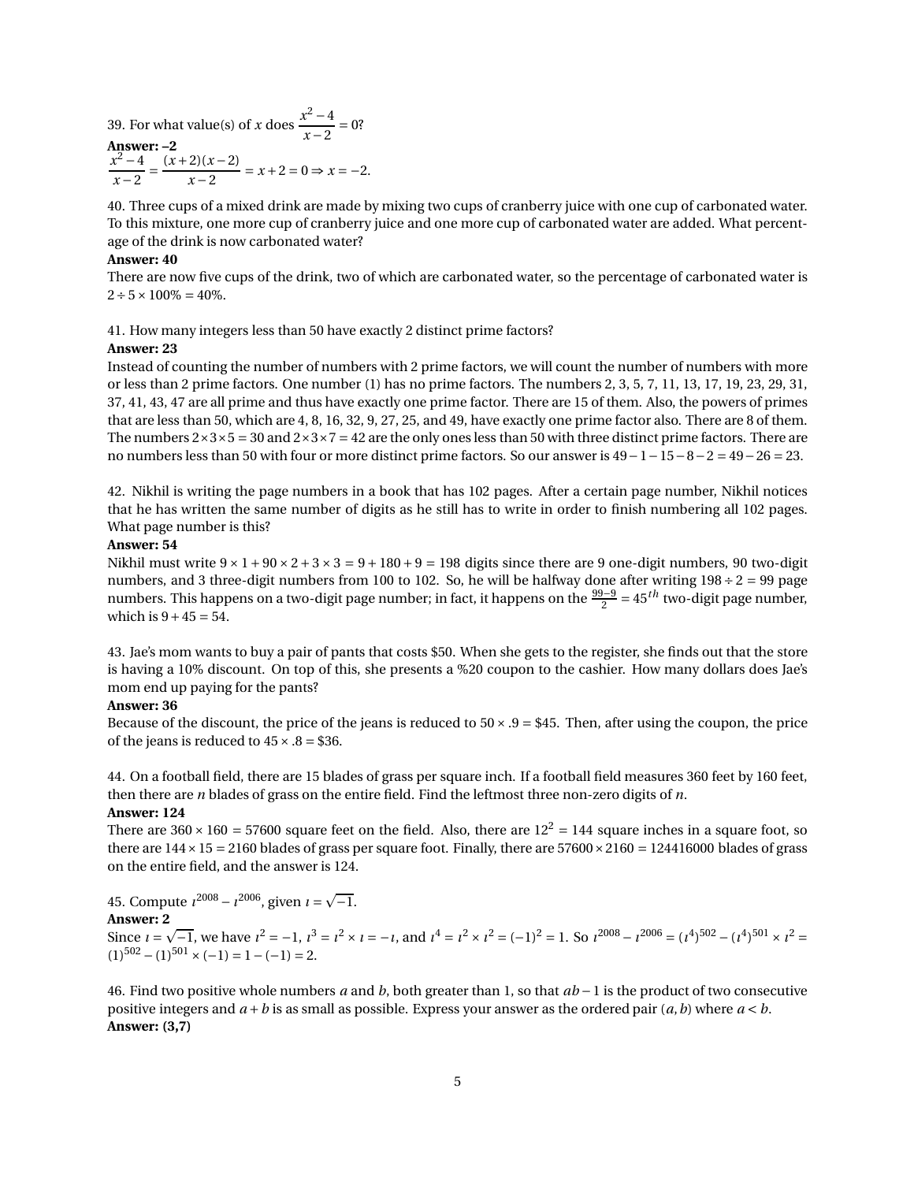39. For what value(s) of $x$ does $\dfrac{x^2-4}{x-2} = 0$?

**Answer: –2**

$\dfrac{x^2-4}{x-2} = \dfrac{(x+2)(x-2)}{x-2} = x+2 = 0 \Rightarrow x = -2.$

40. Three cups of a mixed drink are made by mixing two cups of cranberry juice with one cup of carbonated water. To this mixture, one more cup of cranberry juice and one more cup of carbonated water are added. What percentage of the drink is now carbonated water?

**Answer: 40**

There are now five cups of the drink, two of which are carbonated water, so the percentage of carbonated water is $2 \div 5 \times 100\% = 40\%$.

41. How many integers less than 50 have exactly 2 distinct prime factors?

**Answer: 23**

Instead of counting the number of numbers with 2 prime factors, we will count the number of numbers with more or less than 2 prime factors. One number (1) has no prime factors. The numbers 2, 3, 5, 7, 11, 13, 17, 19, 23, 29, 31, 37, 41, 43, 47 are all prime and thus have exactly one prime factor. There are 15 of them. Also, the powers of primes that are less than 50, which are 4, 8, 16, 32, 9, 27, 25, and 49, have exactly one prime factor also. There are 8 of them. The numbers $2\times3\times5 = 30$ and $2\times3\times7 = 42$ are the only ones less than 50 with three distinct prime factors. There are no numbers less than 50 with four or more distinct prime factors. So our answer is $49-1-15-8-2 = 49-26 = 23$.

42. Nikhil is writing the page numbers in a book that has 102 pages. After a certain page number, Nikhil notices that he has written the same number of digits as he still has to write in order to finish numbering all 102 pages. What page number is this?

**Answer: 54**

Nikhil must write $9\times1+90\times2+3\times3 = 9+180+9 = 198$ digits since there are 9 one-digit numbers, 90 two-digit numbers, and 3 three-digit numbers from 100 to 102. So, he will be halfway done after writing $198 \div 2 = 99$ page numbers. This happens on a two-digit page number; in fact, it happens on the $\frac{99-9}{2} = 45^{th}$ two-digit page number, which is $9+45 = 54$.

43. Jae's mom wants to buy a pair of pants that costs \$50. When she gets to the register, she finds out that the store is having a 10% discount. On top of this, she presents a %20 coupon to the cashier. How many dollars does Jae's mom end up paying for the pants?

**Answer: 36**

Because of the discount, the price of the jeans is reduced to $50\times.9 = \$45$. Then, after using the coupon, the price of the jeans is reduced to $45\times.8 = \$36$.

44. On a football field, there are 15 blades of grass per square inch. If a football field measures 360 feet by 160 feet, then there are $n$ blades of grass on the entire field. Find the leftmost three non-zero digits of $n$.

**Answer: 124**

There are $360\times160 = 57600$ square feet on the field. Also, there are $12^2 = 144$ square inches in a square foot, so there are $144\times15 = 2160$ blades of grass per square foot. Finally, there are $57600\times2160 = 124416000$ blades of grass on the entire field, and the answer is 124.

45. Compute $\imath^{2008} - \imath^{2006}$, given $\imath = \sqrt{-1}$.

**Answer: 2**

Since $\imath = \sqrt{-1}$, we have $\imath^2 = -1$, $\imath^3 = \imath^2\times\imath = -\imath$, and $\imath^4 = \imath^2\times\imath^2 = (-1)^2 = 1$. So $\imath^{2008} - \imath^{2006} = (\imath^4)^{502} - (\imath^4)^{501}\times\imath^2 = (1)^{502} - (1)^{501}\times(-1) = 1-(-1) = 2$.

46. Find two positive whole numbers $a$ and $b$, both greater than 1, so that $ab-1$ is the product of two consecutive positive integers and $a+b$ is as small as possible. Express your answer as the ordered pair $(a,b)$ where $a < b$.

**Answer: (3,7)**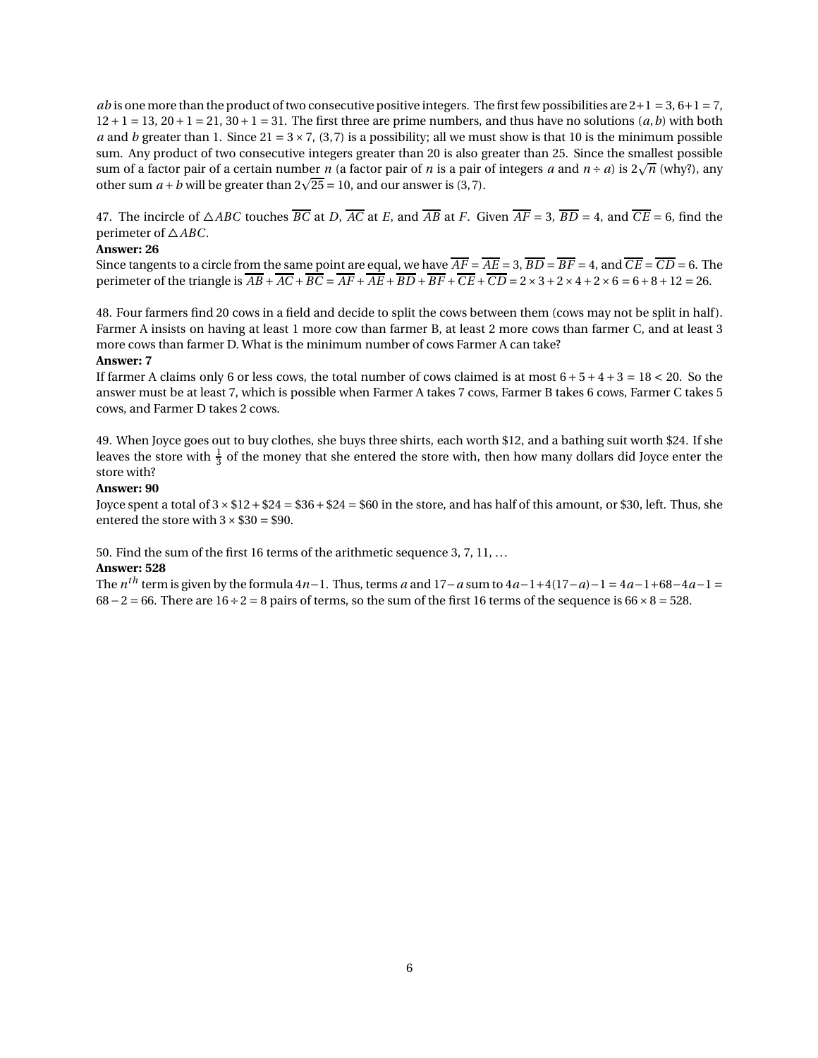$ab$ is one more than the product of two consecutive positive integers. The first few possibilities are $2+1=3$, $6+1=7$, $12+1=13$, $20+1=21$, $30+1=31$. The first three are prime numbers, and thus have no solutions $(a,b)$ with both $a$ and $b$ greater than 1. Since $21 = 3 \times 7$, $(3,7)$ is a possibility; all we must show is that 10 is the minimum possible sum. Any product of two consecutive integers greater than 20 is also greater than 25. Since the smallest possible sum of a factor pair of a certain number $n$ (a factor pair of $n$ is a pair of integers $a$ and $n \div a$) is $2\sqrt{n}$ (why?), any other sum $a+b$ will be greater than $2\sqrt{25} = 10$, and our answer is $(3,7)$.

47. The incircle of $\triangle ABC$ touches $\overline{BC}$ at $D$, $\overline{AC}$ at $E$, and $\overline{AB}$ at $F$. Given $\overline{AF} = 3$, $\overline{BD} = 4$, and $\overline{CE} = 6$, find the perimeter of $\triangle ABC$.

**Answer: 26**

Since tangents to a circle from the same point are equal, we have $\overline{AF} = \overline{AE} = 3$, $\overline{BD} = \overline{BF} = 4$, and $\overline{CE} = \overline{CD} = 6$. The perimeter of the triangle is $\overline{AB} + \overline{AC} + \overline{BC} = \overline{AF} + \overline{AE} + \overline{BD} + \overline{BF} + \overline{CE} + \overline{CD} = 2 \times 3 + 2 \times 4 + 2 \times 6 = 6 + 8 + 12 = 26$.

48. Four farmers find 20 cows in a field and decide to split the cows between them (cows may not be split in half). Farmer A insists on having at least 1 more cow than farmer B, at least 2 more cows than farmer C, and at least 3 more cows than farmer D. What is the minimum number of cows Farmer A can take?

**Answer: 7**

If farmer A claims only 6 or less cows, the total number of cows claimed is at most $6+5+4+3 = 18 < 20$. So the answer must be at least 7, which is possible when Farmer A takes 7 cows, Farmer B takes 6 cows, Farmer C takes 5 cows, and Farmer D takes 2 cows.

49. When Joyce goes out to buy clothes, she buys three shirts, each worth \$12, and a bathing suit worth \$24. If she leaves the store with $\frac{1}{3}$ of the money that she entered the store with, then how many dollars did Joyce enter the store with?

**Answer: 90**

Joyce spent a total of $3 \times \$12 + \$24 = \$36 + \$24 = \$60$ in the store, and has half of this amount, or \$30, left. Thus, she entered the store with $3 \times \$30 = \$90$.

50. Find the sum of the first 16 terms of the arithmetic sequence 3, 7, 11, ...

**Answer: 528**

The $n^{th}$ term is given by the formula $4n-1$. Thus, terms $a$ and $17-a$ sum to $4a-1+4(17-a)-1 = 4a-1+68-4a-1 = 68-2 = 66$. There are $16 \div 2 = 8$ pairs of terms, so the sum of the first 16 terms of the sequence is $66 \times 8 = 528$.